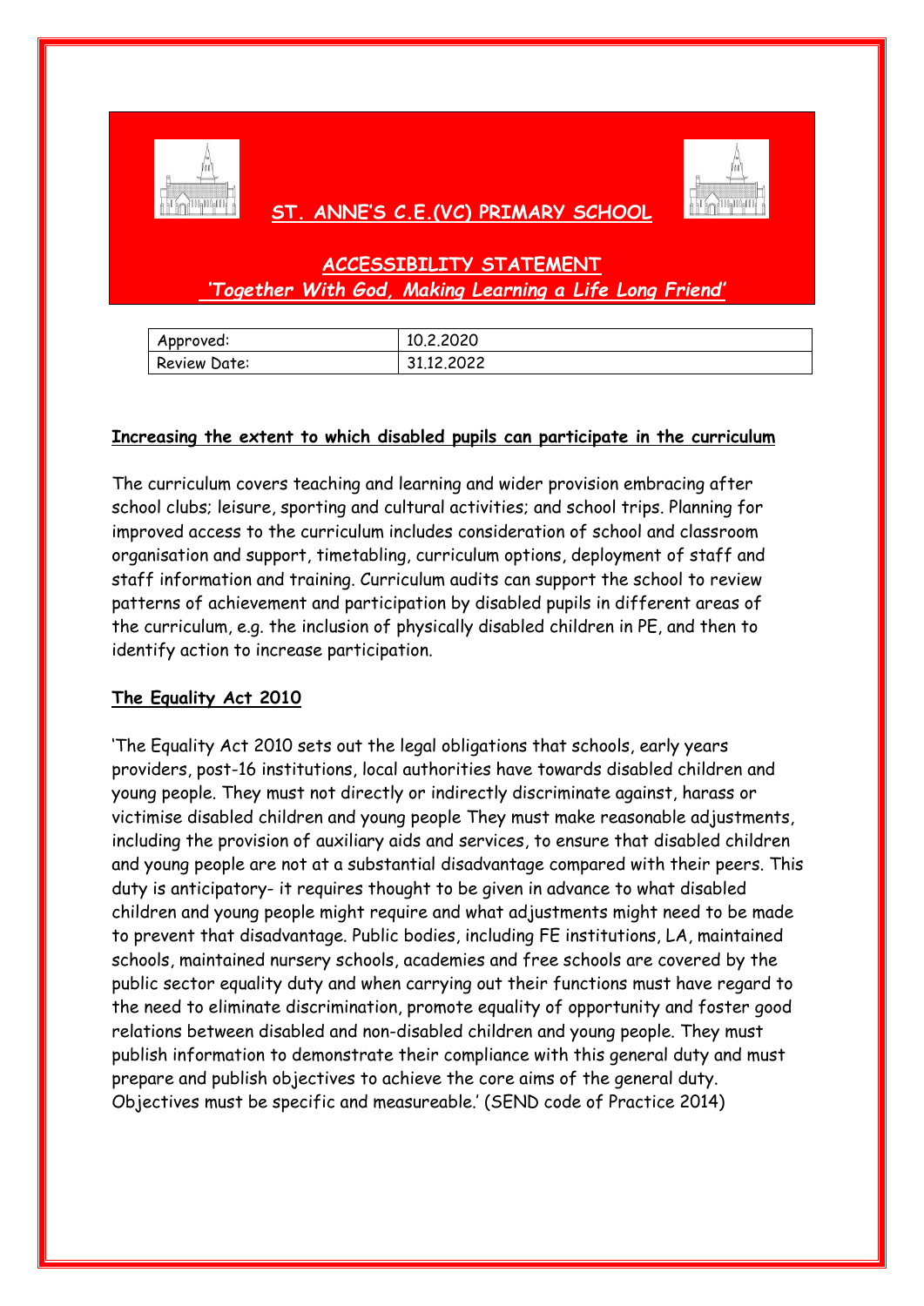# ST. ANNE'S C.E.(VC) PRIMARY SCHOOL

## ACCESSIBILITY STATEMENT

*'Together With God, Making Learning a Life Long Friend'*

| Approved: | 10.2.2020 |
|---|---|
| Review Date: | 31.12.2022 |

**Increasing the extent to which disabled pupils can participate in the curriculum**

The curriculum covers teaching and learning and wider provision embracing after school clubs; leisure, sporting and cultural activities; and school trips. Planning for improved access to the curriculum includes consideration of school and classroom organisation and support, timetabling, curriculum options, deployment of staff and staff information and training. Curriculum audits can support the school to review patterns of achievement and participation by disabled pupils in different areas of the curriculum, e.g. the inclusion of physically disabled children in PE, and then to identify action to increase participation.

**The Equality Act 2010**

'The Equality Act 2010 sets out the legal obligations that schools, early years providers, post-16 institutions, local authorities have towards disabled children and young people. They must not directly or indirectly discriminate against, harass or victimise disabled children and young people They must make reasonable adjustments, including the provision of auxiliary aids and services, to ensure that disabled children and young people are not at a substantial disadvantage compared with their peers. This duty is anticipatory- it requires thought to be given in advance to what disabled children and young people might require and what adjustments might need to be made to prevent that disadvantage. Public bodies, including FE institutions, LA, maintained schools, maintained nursery schools, academies and free schools are covered by the public sector equality duty and when carrying out their functions must have regard to the need to eliminate discrimination, promote equality of opportunity and foster good relations between disabled and non-disabled children and young people. They must publish information to demonstrate their compliance with this general duty and must prepare and publish objectives to achieve the core aims of the general duty. Objectives must be specific and measureable.' (SEND code of Practice 2014)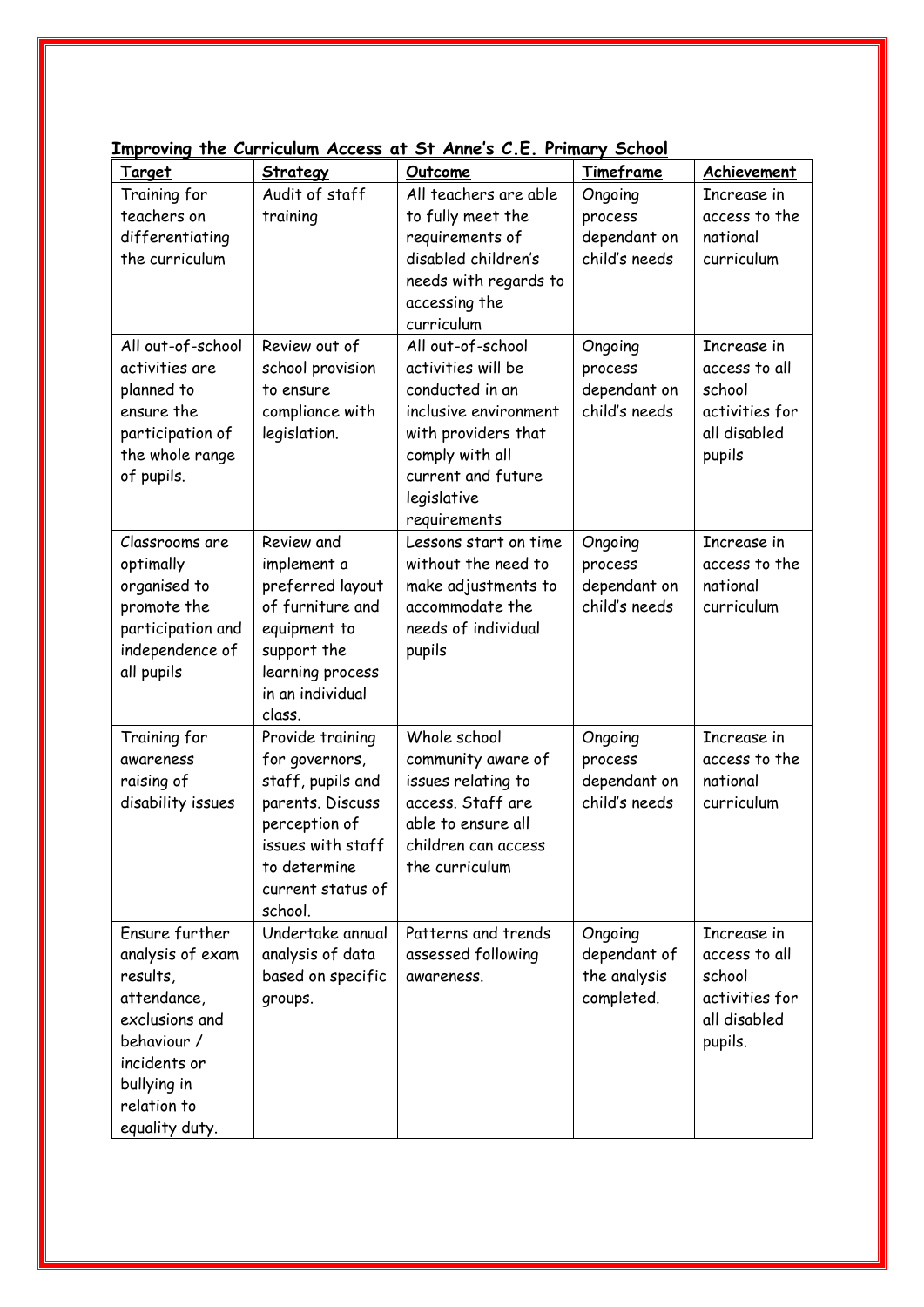## Improving the Curriculum Access at St Anne's C.E. Primary School

| Target | Strategy | Outcome | Timeframe | Achievement |
|---|---|---|---|---|
| Training for teachers on differentiating the curriculum | Audit of staff training | All teachers are able to fully meet the requirements of disabled children's needs with regards to accessing the curriculum | Ongoing process dependant on child's needs | Increase in access to the national curriculum |
| All out-of-school activities are planned to ensure the participation of the whole range of pupils. | Review out of school provision to ensure compliance with legislation. | All out-of-school activities will be conducted in an inclusive environment with providers that comply with all current and future legislative requirements | Ongoing process dependant on child's needs | Increase in access to all school activities for all disabled pupils |
| Classrooms are optimally organised to promote the participation and independence of all pupils | Review and implement a preferred layout of furniture and equipment to support the learning process in an individual class. | Lessons start on time without the need to make adjustments to accommodate the needs of individual pupils | Ongoing process dependant on child's needs | Increase in access to the national curriculum |
| Training for awareness raising of disability issues | Provide training for governors, staff, pupils and parents. Discuss perception of issues with staff to determine current status of school. | Whole school community aware of issues relating to access. Staff are able to ensure all children can access the curriculum | Ongoing process dependant on child's needs | Increase in access to the national curriculum |
| Ensure further analysis of exam results, attendance, exclusions and behaviour / incidents or bullying in relation to equality duty. | Undertake annual analysis of data based on specific groups. | Patterns and trends assessed following awareness. | Ongoing dependant of the analysis completed. | Increase in access to all school activities for all disabled pupils. |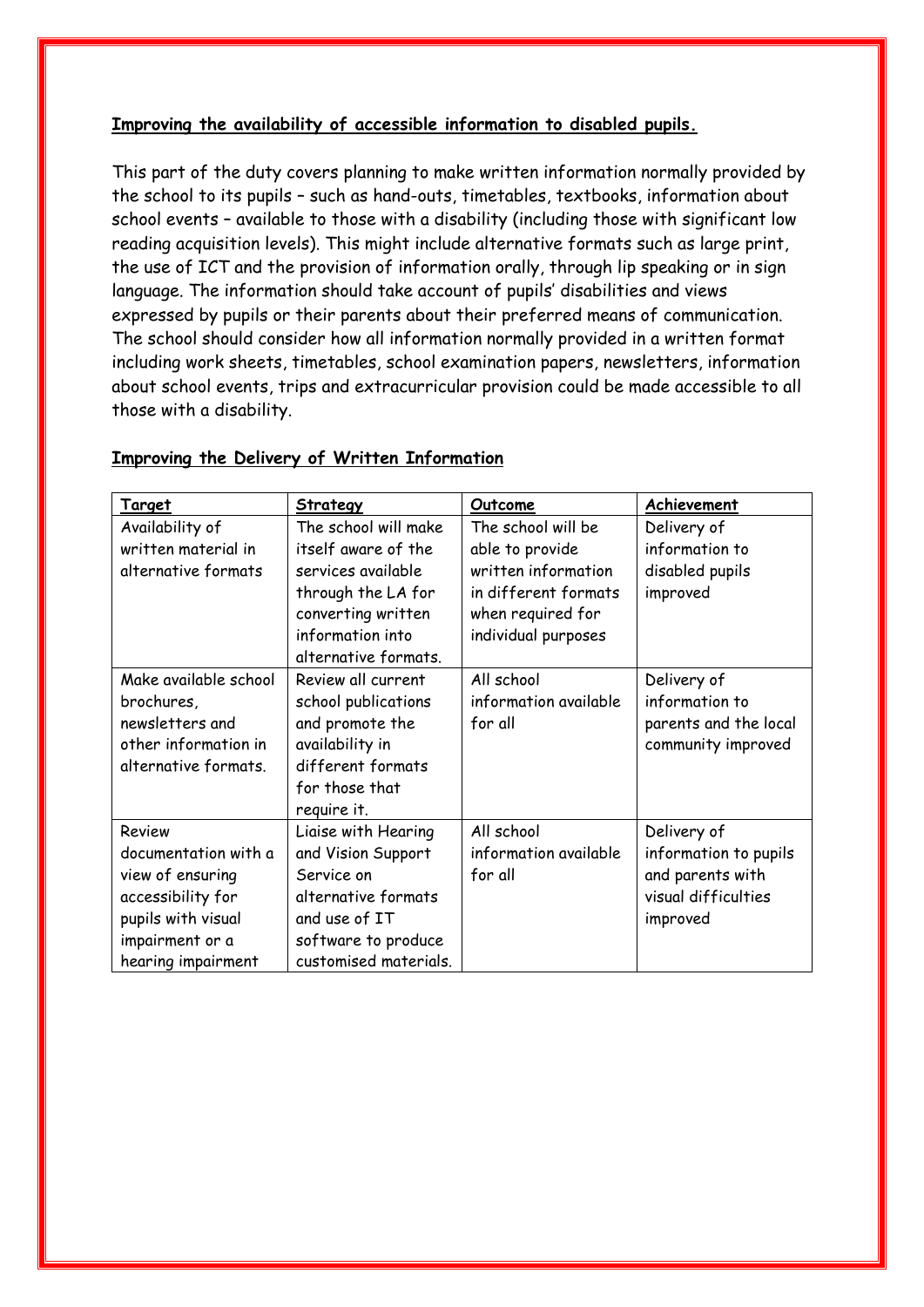**Improving the availability of accessible information to disabled pupils.**

This part of the duty covers planning to make written information normally provided by the school to its pupils – such as hand-outs, timetables, textbooks, information about school events – available to those with a disability (including those with significant low reading acquisition levels). This might include alternative formats such as large print, the use of ICT and the provision of information orally, through lip speaking or in sign language. The information should take account of pupils' disabilities and views expressed by pupils or their parents about their preferred means of communication. The school should consider how all information normally provided in a written format including work sheets, timetables, school examination papers, newsletters, information about school events, trips and extracurricular provision could be made accessible to all those with a disability.

**Improving the Delivery of Written Information**

| Target | Strategy | Outcome | Achievement |
|---|---|---|---|
| Availability of written material in alternative formats | The school will make itself aware of the services available through the LA for converting written information into alternative formats. | The school will be able to provide written information in different formats when required for individual purposes | Delivery of information to disabled pupils improved |
| Make available school brochures, newsletters and other information in alternative formats. | Review all current school publications and promote the availability in different formats for those that require it. | All school information available for all | Delivery of information to parents and the local community improved |
| Review documentation with a view of ensuring accessibility for pupils with visual impairment or a hearing impairment | Liaise with Hearing and Vision Support Service on alternative formats and use of IT software to produce customised materials. | All school information available for all | Delivery of information to pupils and parents with visual difficulties improved |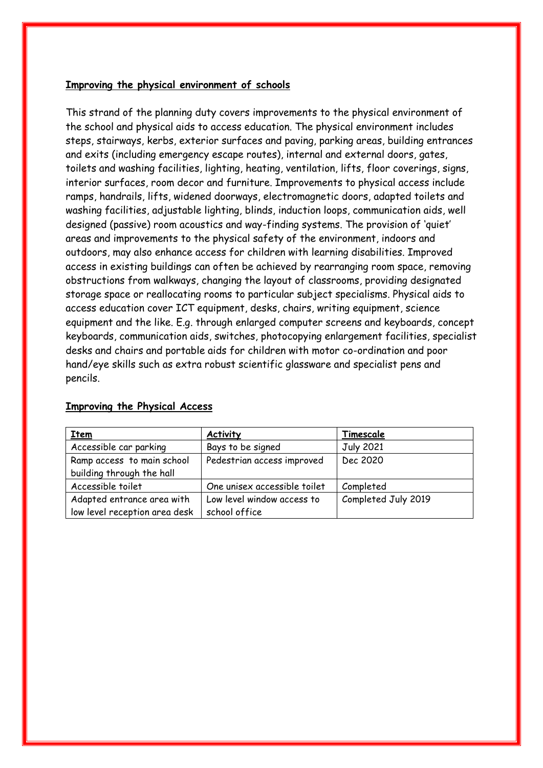**Improving the physical environment of schools**

This strand of the planning duty covers improvements to the physical environment of the school and physical aids to access education. The physical environment includes steps, stairways, kerbs, exterior surfaces and paving, parking areas, building entrances and exits (including emergency escape routes), internal and external doors, gates, toilets and washing facilities, lighting, heating, ventilation, lifts, floor coverings, signs, interior surfaces, room decor and furniture. Improvements to physical access include ramps, handrails, lifts, widened doorways, electromagnetic doors, adapted toilets and washing facilities, adjustable lighting, blinds, induction loops, communication aids, well designed (passive) room acoustics and way-finding systems. The provision of 'quiet' areas and improvements to the physical safety of the environment, indoors and outdoors, may also enhance access for children with learning disabilities. Improved access in existing buildings can often be achieved by rearranging room space, removing obstructions from walkways, changing the layout of classrooms, providing designated storage space or reallocating rooms to particular subject specialisms. Physical aids to access education cover ICT equipment, desks, chairs, writing equipment, science equipment and the like. E.g. through enlarged computer screens and keyboards, concept keyboards, communication aids, switches, photocopying enlargement facilities, specialist desks and chairs and portable aids for children with motor co-ordination and poor hand/eye skills such as extra robust scientific glassware and specialist pens and pencils.

**Improving the Physical Access**

| Item | Activity | Timescale |
| --- | --- | --- |
| Accessible car parking | Bays to be signed | July 2021 |
| Ramp access to main school building through the hall | Pedestrian access improved | Dec 2020 |
| Accessible toilet | One unisex accessible toilet | Completed |
| Adapted entrance area with low level reception area desk | Low level window access to school office | Completed July 2019 |